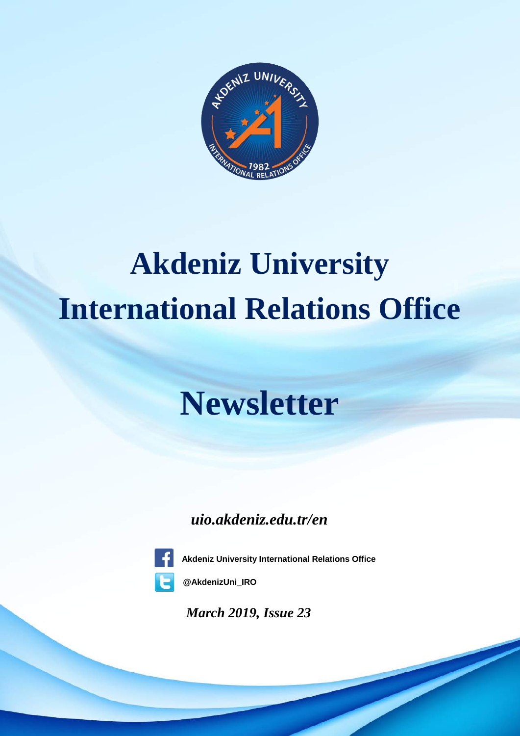# Akdeniz University International Relations Office

# Newsletter

***uio.akdeniz.edu.tr/en***

**Akdeniz University International Relations Office**

**@AkdenizUni_IRO**

***March 2019, Issue 23***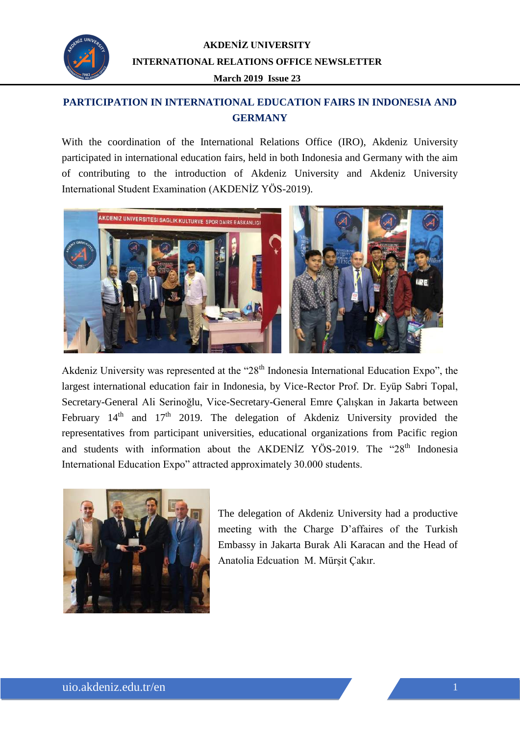# PARTICIPATION IN INTERNATIONAL EDUCATION FAIRS IN INDONESIA AND GERMANY

With the coordination of the International Relations Office (IRO), Akdeniz University participated in international education fairs, held in both Indonesia and Germany with the aim of contributing to the introduction of Akdeniz University and Akdeniz University International Student Examination (AKDENİZ YÖS-2019).

Akdeniz University was represented at the "28th Indonesia International Education Expo", the largest international education fair in Indonesia, by Vice-Rector Prof. Dr. Eyüp Sabri Topal, Secretary-General Ali Serinoğlu, Vice-Secretary-General Emre Çalışkan in Jakarta between February 14th and 17th 2019. The delegation of Akdeniz University provided the representatives from participant universities, educational organizations from Pacific region and students with information about the AKDENİZ YÖS-2019. The "28th Indonesia International Education Expo" attracted approximately 30.000 students.

The delegation of Akdeniz University had a productive meeting with the Charge D'affaires of the Turkish Embassy in Jakarta Burak Ali Karacan and the Head of Anatolia Edcuation M. Mürşit Çakır.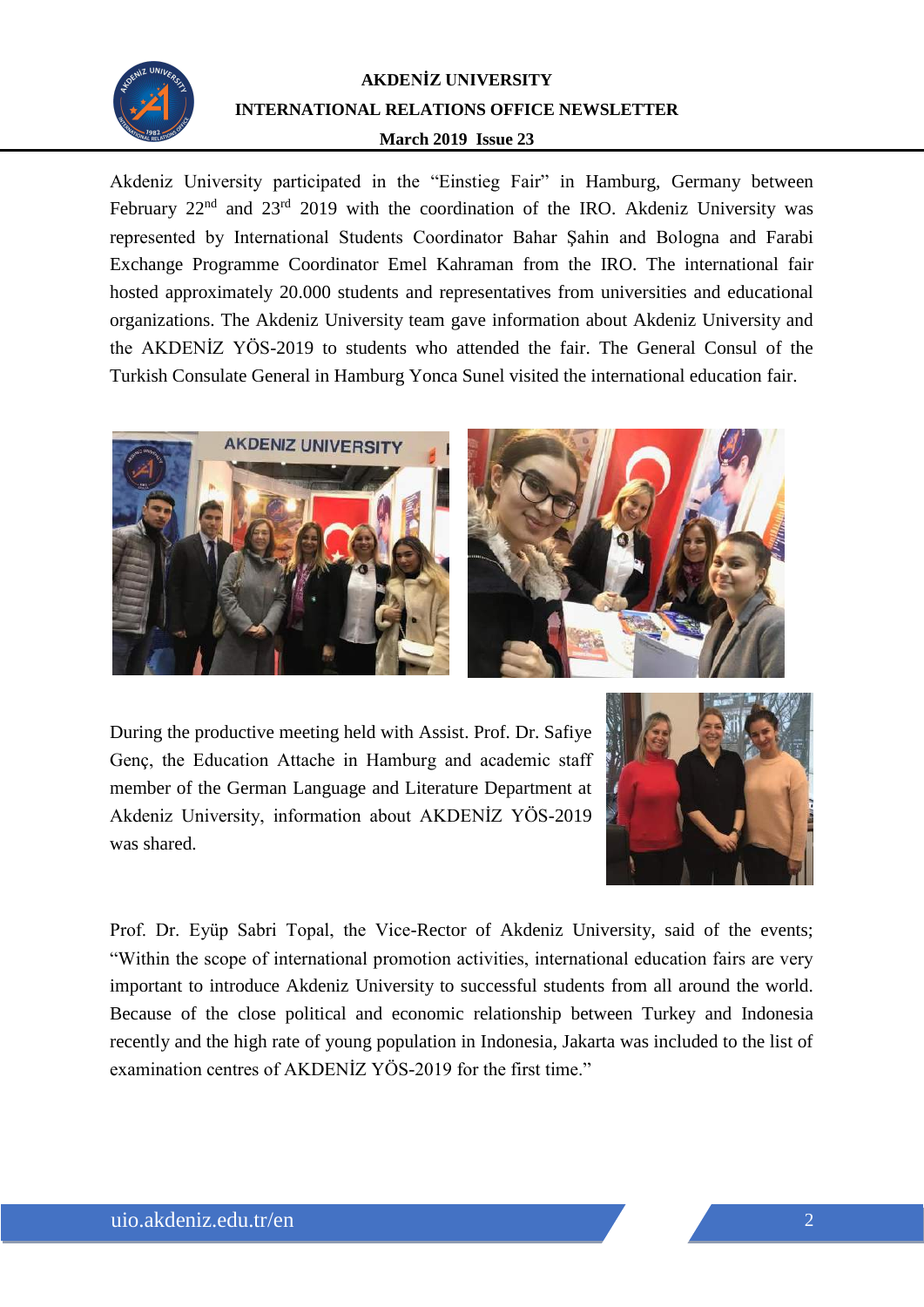Akdeniz University participated in the "Einstieg Fair" in Hamburg, Germany between February 22nd and 23rd 2019 with the coordination of the IRO. Akdeniz University was represented by International Students Coordinator Bahar Şahin and Bologna and Farabi Exchange Programme Coordinator Emel Kahraman from the IRO. The international fair hosted approximately 20.000 students and representatives from universities and educational organizations. The Akdeniz University team gave information about Akdeniz University and the AKDENİZ YÖS-2019 to students who attended the fair. The General Consul of the Turkish Consulate General in Hamburg Yonca Sunel visited the international education fair.

During the productive meeting held with Assist. Prof. Dr. Safiye Genç, the Education Attache in Hamburg and academic staff member of the German Language and Literature Department at Akdeniz University, information about AKDENİZ YÖS-2019 was shared.

Prof. Dr. Eyüp Sabri Topal, the Vice-Rector of Akdeniz University, said of the events; "Within the scope of international promotion activities, international education fairs are very important to introduce Akdeniz University to successful students from all around the world. Because of the close political and economic relationship between Turkey and Indonesia recently and the high rate of young population in Indonesia, Jakarta was included to the list of examination centres of AKDENİZ YÖS-2019 for the first time."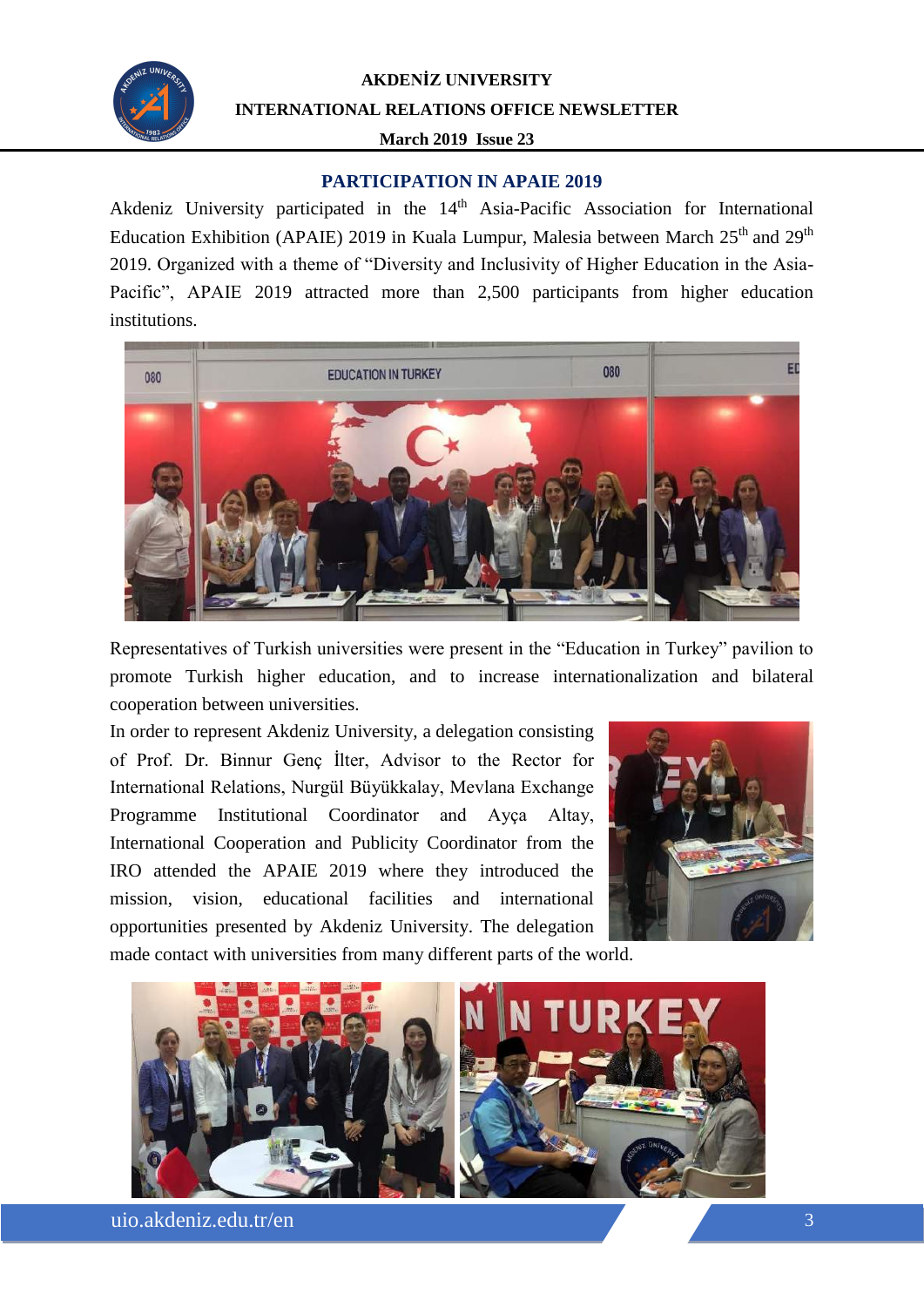## PARTICIPATION IN APAIE 2019

Akdeniz University participated in the 14th Asia-Pacific Association for International Education Exhibition (APAIE) 2019 in Kuala Lumpur, Malesia between March 25th and 29th 2019. Organized with a theme of "Diversity and Inclusivity of Higher Education in the Asia-Pacific", APAIE 2019 attracted more than 2,500 participants from higher education institutions.

Representatives of Turkish universities were present in the "Education in Turkey" pavilion to promote Turkish higher education, and to increase internationalization and bilateral cooperation between universities.

In order to represent Akdeniz University, a delegation consisting of Prof. Dr. Binnur Genç İlter, Advisor to the Rector for International Relations, Nurgül Büyükkalay, Mevlana Exchange Programme Institutional Coordinator and Ayça Altay, International Cooperation and Publicity Coordinator from the IRO attended the APAIE 2019 where they introduced the mission, vision, educational facilities and international opportunities presented by Akdeniz University. The delegation made contact with universities from many different parts of the world.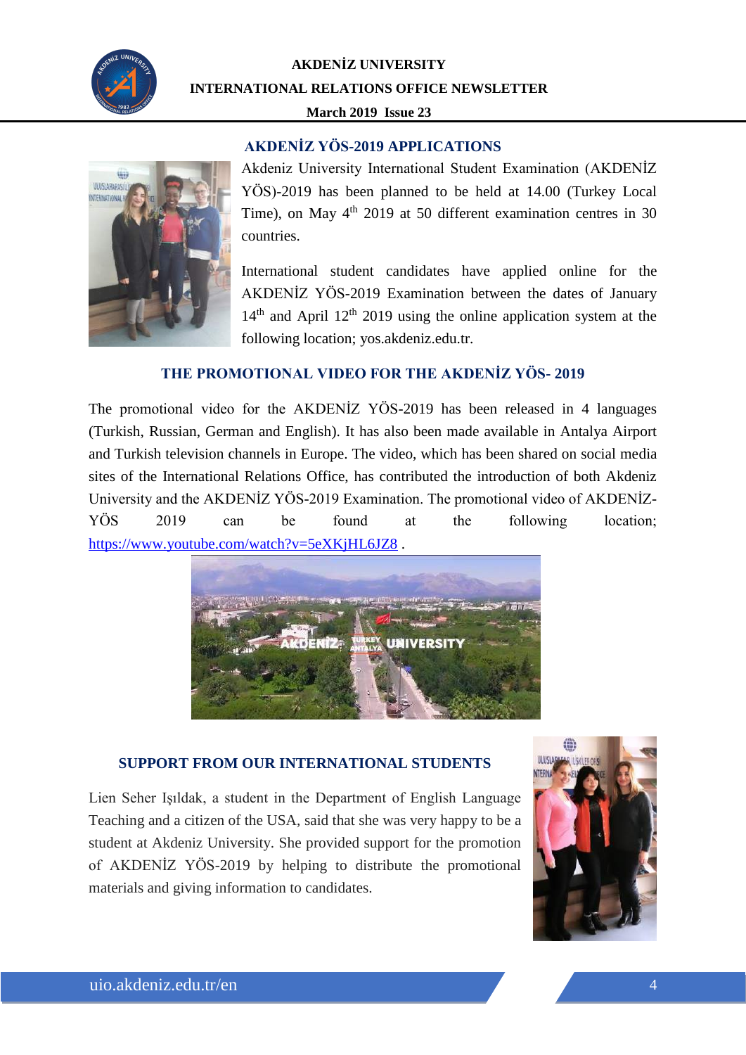## AKDENİZ YÖS-2019 APPLICATIONS

Akdeniz University International Student Examination (AKDENİZ YÖS)-2019 has been planned to be held at 14.00 (Turkey Local Time), on May 4th 2019 at 50 different examination centres in 30 countries.

International student candidates have applied online for the AKDENİZ YÖS-2019 Examination between the dates of January 14th and April 12th 2019 using the online application system at the following location; yos.akdeniz.edu.tr.

## THE PROMOTIONAL VIDEO FOR THE AKDENİZ YÖS- 2019

The promotional video for the AKDENİZ YÖS-2019 has been released in 4 languages (Turkish, Russian, German and English). It has also been made available in Antalya Airport and Turkish television channels in Europe. The video, which has been shared on social media sites of the International Relations Office, has contributed the introduction of both Akdeniz University and the AKDENİZ YÖS-2019 Examination. The promotional video of AKDENİZ-YÖS 2019 can be found at the following location; https://www.youtube.com/watch?v=5eXKjHL6JZ8 .

## SUPPORT FROM OUR INTERNATIONAL STUDENTS

Lien Seher Işıldak, a student in the Department of English Language Teaching and a citizen of the USA, said that she was very happy to be a student at Akdeniz University. She provided support for the promotion of AKDENİZ YÖS-2019 by helping to distribute the promotional materials and giving information to candidates.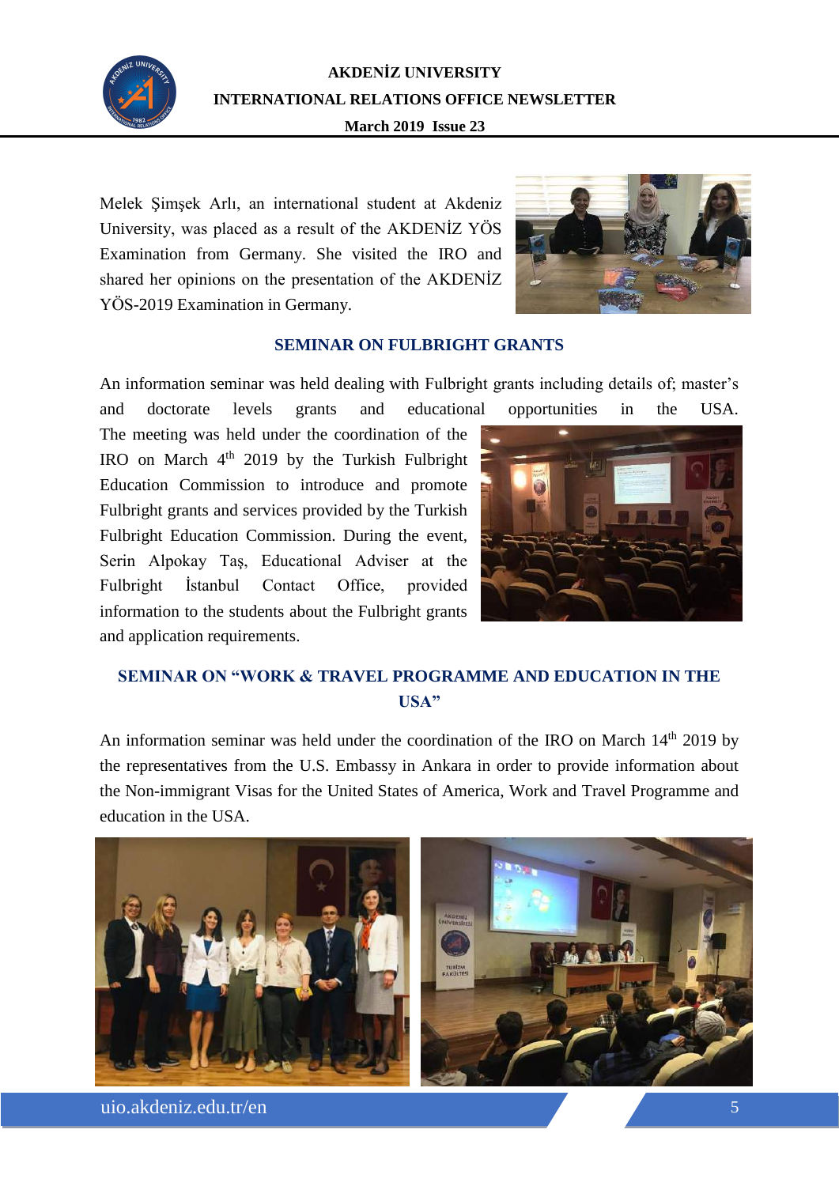Melek Şimşek Arlı, an international student at Akdeniz University, was placed as a result of the AKDENİZ YÖS Examination from Germany. She visited the IRO and shared her opinions on the presentation of the AKDENİZ YÖS-2019 Examination in Germany.

## SEMINAR ON FULBRIGHT GRANTS

An information seminar was held dealing with Fulbright grants including details of; master's and doctorate levels grants and educational opportunities in the USA. The meeting was held under the coordination of the IRO on March 4th 2019 by the Turkish Fulbright Education Commission to introduce and promote Fulbright grants and services provided by the Turkish Fulbright Education Commission. During the event, Serin Alpokay Taş, Educational Adviser at the Fulbright İstanbul Contact Office, provided information to the students about the Fulbright grants and application requirements.

## SEMINAR ON "WORK & TRAVEL PROGRAMME AND EDUCATION IN THE USA"

An information seminar was held under the coordination of the IRO on March 14th 2019 by the representatives from the U.S. Embassy in Ankara in order to provide information about the Non-immigrant Visas for the United States of America, Work and Travel Programme and education in the USA.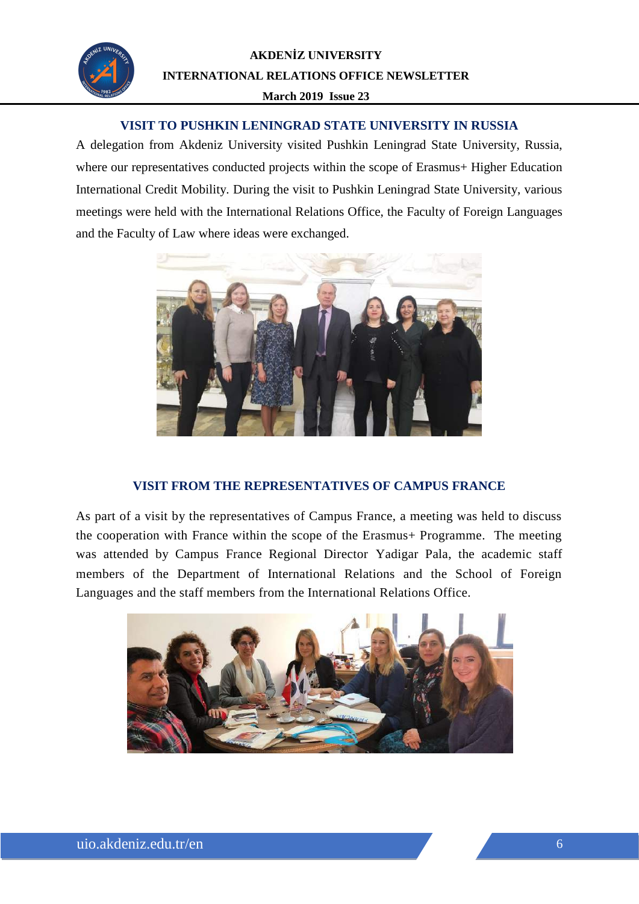## VISIT TO PUSHKIN LENINGRAD STATE UNIVERSITY IN RUSSIA

A delegation from Akdeniz University visited Pushkin Leningrad State University, Russia, where our representatives conducted projects within the scope of Erasmus+ Higher Education International Credit Mobility. During the visit to Pushkin Leningrad State University, various meetings were held with the International Relations Office, the Faculty of Foreign Languages and the Faculty of Law where ideas were exchanged.

## VISIT FROM THE REPRESENTATIVES OF CAMPUS FRANCE

As part of a visit by the representatives of Campus France, a meeting was held to discuss the cooperation with France within the scope of the Erasmus+ Programme. The meeting was attended by Campus France Regional Director Yadigar Pala, the academic staff members of the Department of International Relations and the School of Foreign Languages and the staff members from the International Relations Office.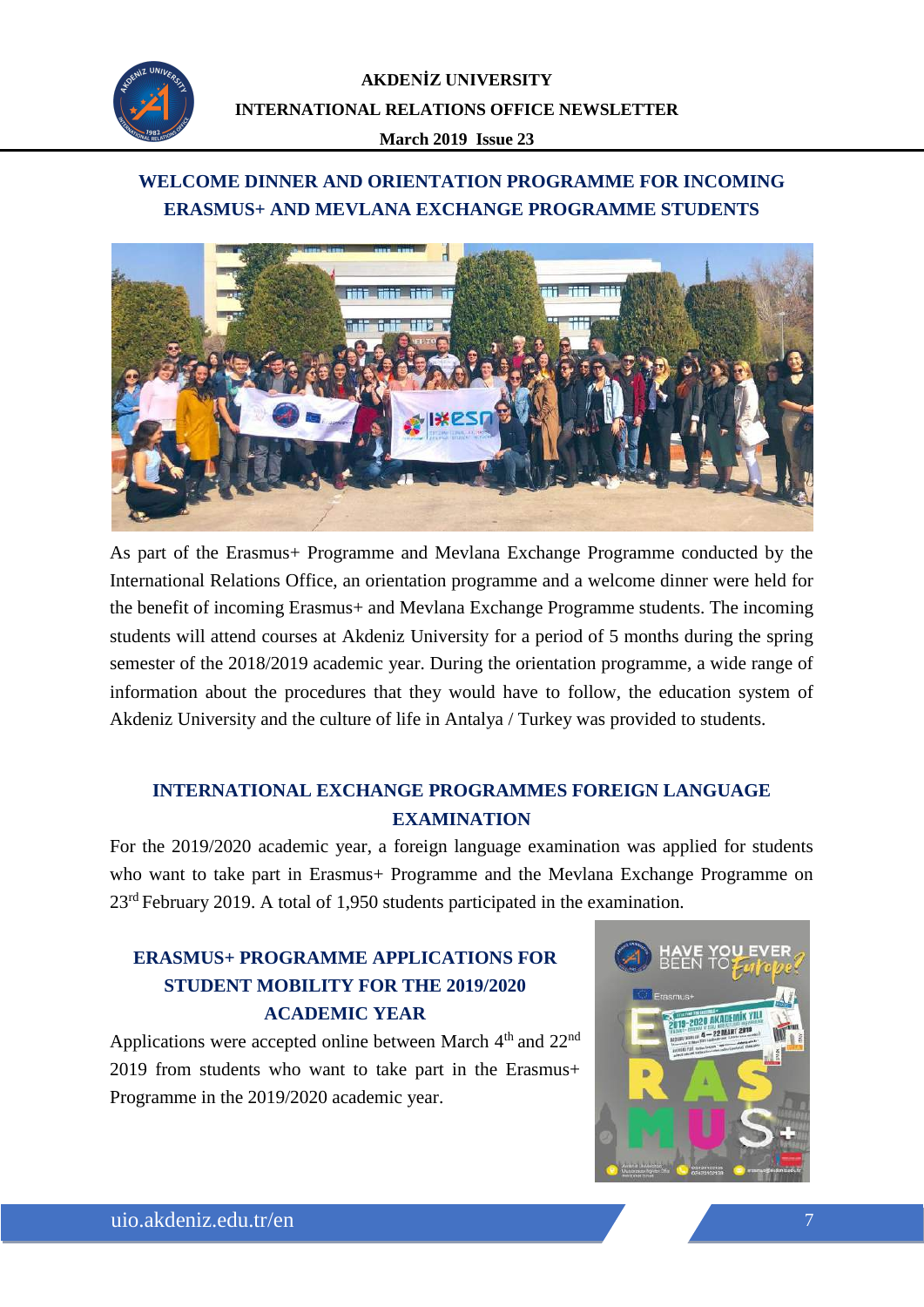## WELCOME DINNER AND ORIENTATION PROGRAMME FOR INCOMING ERASMUS+ AND MEVLANA EXCHANGE PROGRAMME STUDENTS

As part of the Erasmus+ Programme and Mevlana Exchange Programme conducted by the International Relations Office, an orientation programme and a welcome dinner were held for the benefit of incoming Erasmus+ and Mevlana Exchange Programme students. The incoming students will attend courses at Akdeniz University for a period of 5 months during the spring semester of the 2018/2019 academic year. During the orientation programme, a wide range of information about the procedures that they would have to follow, the education system of Akdeniz University and the culture of life in Antalya / Turkey was provided to students.

## INTERNATIONAL EXCHANGE PROGRAMMES FOREIGN LANGUAGE EXAMINATION

For the 2019/2020 academic year, a foreign language examination was applied for students who want to take part in Erasmus+ Programme and the Mevlana Exchange Programme on 23rd February 2019. A total of 1,950 students participated in the examination.

## ERASMUS+ PROGRAMME APPLICATIONS FOR STUDENT MOBILITY FOR THE 2019/2020 ACADEMIC YEAR

Applications were accepted online between March 4th and 22nd 2019 from students who want to take part in the Erasmus+ Programme in the 2019/2020 academic year.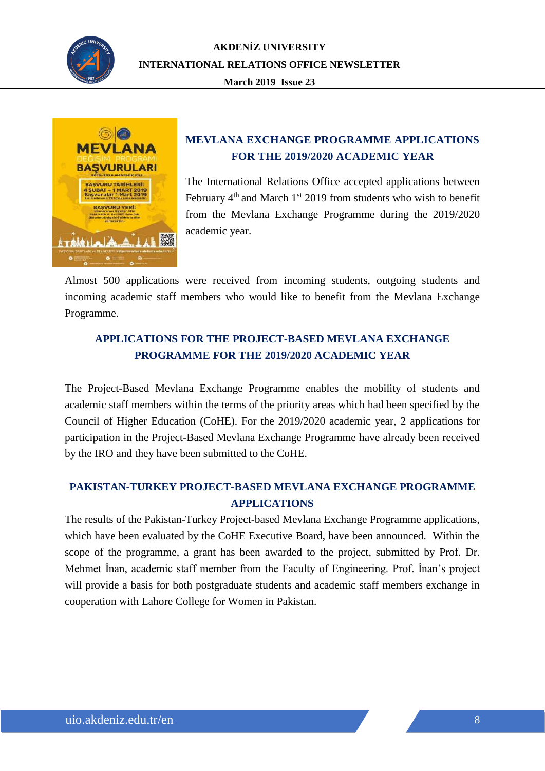## MEVLANA EXCHANGE PROGRAMME APPLICATIONS FOR THE 2019/2020 ACADEMIC YEAR

The International Relations Office accepted applications between February 4th and March 1st 2019 from students who wish to benefit from the Mevlana Exchange Programme during the 2019/2020 academic year.

Almost 500 applications were received from incoming students, outgoing students and incoming academic staff members who would like to benefit from the Mevlana Exchange Programme.

## APPLICATIONS FOR THE PROJECT-BASED MEVLANA EXCHANGE PROGRAMME FOR THE 2019/2020 ACADEMIC YEAR

The Project-Based Mevlana Exchange Programme enables the mobility of students and academic staff members within the terms of the priority areas which had been specified by the Council of Higher Education (CoHE). For the 2019/2020 academic year, 2 applications for participation in the Project-Based Mevlana Exchange Programme have already been received by the IRO and they have been submitted to the CoHE.

## PAKISTAN-TURKEY PROJECT-BASED MEVLANA EXCHANGE PROGRAMME APPLICATIONS

The results of the Pakistan-Turkey Project-based Mevlana Exchange Programme applications, which have been evaluated by the CoHE Executive Board, have been announced. Within the scope of the programme, a grant has been awarded to the project, submitted by Prof. Dr. Mehmet İnan, academic staff member from the Faculty of Engineering. Prof. İnan's project will provide a basis for both postgraduate students and academic staff members exchange in cooperation with Lahore College for Women in Pakistan.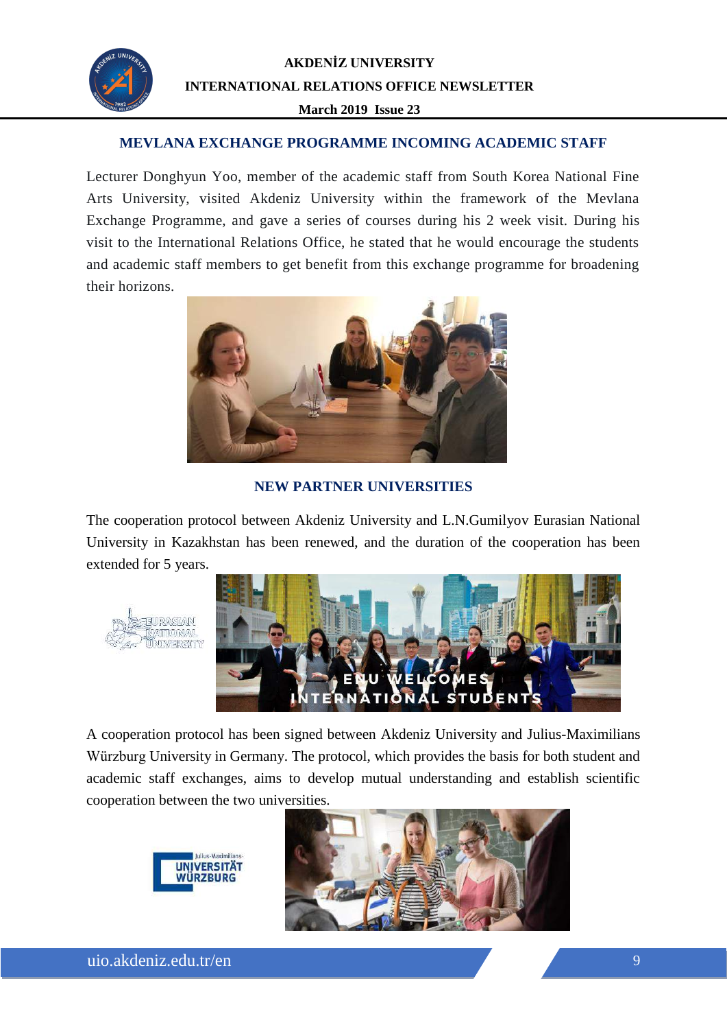## MEVLANA EXCHANGE PROGRAMME INCOMING ACADEMIC STAFF

Lecturer Donghyun Yoo, member of the academic staff from South Korea National Fine Arts University, visited Akdeniz University within the framework of the Mevlana Exchange Programme, and gave a series of courses during his 2 week visit. During his visit to the International Relations Office, he stated that he would encourage the students and academic staff members to get benefit from this exchange programme for broadening their horizons.

## NEW PARTNER UNIVERSITIES

The cooperation protocol between Akdeniz University and L.N.Gumilyov Eurasian National University in Kazakhstan has been renewed, and the duration of the cooperation has been extended for 5 years.

A cooperation protocol has been signed between Akdeniz University and Julius-Maximilians Würzburg University in Germany. The protocol, which provides the basis for both student and academic staff exchanges, aims to develop mutual understanding and establish scientific cooperation between the two universities.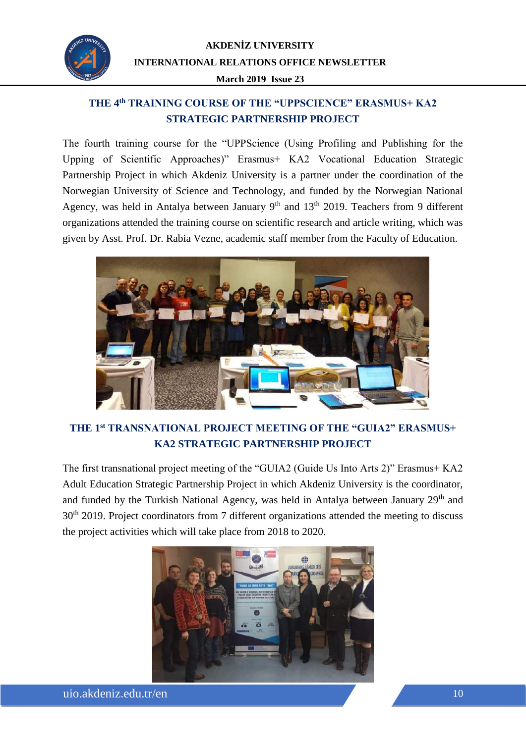## THE 4th TRAINING COURSE OF THE "UPPSCIENCE" ERASMUS+ KA2 STRATEGIC PARTNERSHIP PROJECT

The fourth training course for the "UPPScience (Using Profiling and Publishing for the Upping of Scientific Approaches)" Erasmus+ KA2 Vocational Education Strategic Partnership Project in which Akdeniz University is a partner under the coordination of the Norwegian University of Science and Technology, and funded by the Norwegian National Agency, was held in Antalya between January 9th and 13th 2019. Teachers from 9 different organizations attended the training course on scientific research and article writing, which was given by Asst. Prof. Dr. Rabia Vezne, academic staff member from the Faculty of Education.

## THE 1st TRANSNATIONAL PROJECT MEETING OF THE "GUIA2" ERASMUS+ KA2 STRATEGIC PARTNERSHIP PROJECT

The first transnational project meeting of the "GUIA2 (Guide Us Into Arts 2)" Erasmus+ KA2 Adult Education Strategic Partnership Project in which Akdeniz University is the coordinator, and funded by the Turkish National Agency, was held in Antalya between January 29th and 30th 2019. Project coordinators from 7 different organizations attended the meeting to discuss the project activities which will take place from 2018 to 2020.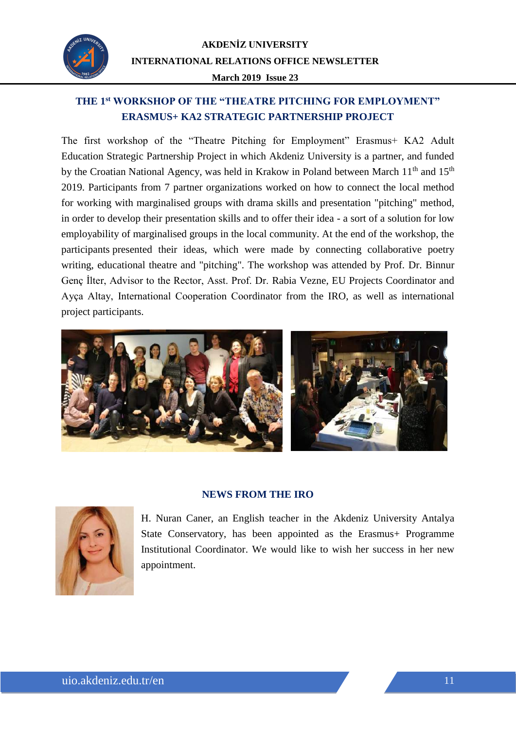## THE 1st WORKSHOP OF THE "THEATRE PITCHING FOR EMPLOYMENT" ERASMUS+ KA2 STRATEGIC PARTNERSHIP PROJECT

The first workshop of the "Theatre Pitching for Employment" Erasmus+ KA2 Adult Education Strategic Partnership Project in which Akdeniz University is a partner, and funded by the Croatian National Agency, was held in Krakow in Poland between March 11th and 15th 2019. Participants from 7 partner organizations worked on how to connect the local method for working with marginalised groups with drama skills and presentation "pitching" method, in order to develop their presentation skills and to offer their idea - a sort of a solution for low employability of marginalised groups in the local community. At the end of the workshop, the participants presented their ideas, which were made by connecting collaborative poetry writing, educational theatre and "pitching". The workshop was attended by Prof. Dr. Binnur Genç İlter, Advisor to the Rector, Asst. Prof. Dr. Rabia Vezne, EU Projects Coordinator and Ayça Altay, International Cooperation Coordinator from the IRO, as well as international project participants.

## NEWS FROM THE IRO

H. Nuran Caner, an English teacher in the Akdeniz University Antalya State Conservatory, has been appointed as the Erasmus+ Programme Institutional Coordinator. We would like to wish her success in her new appointment.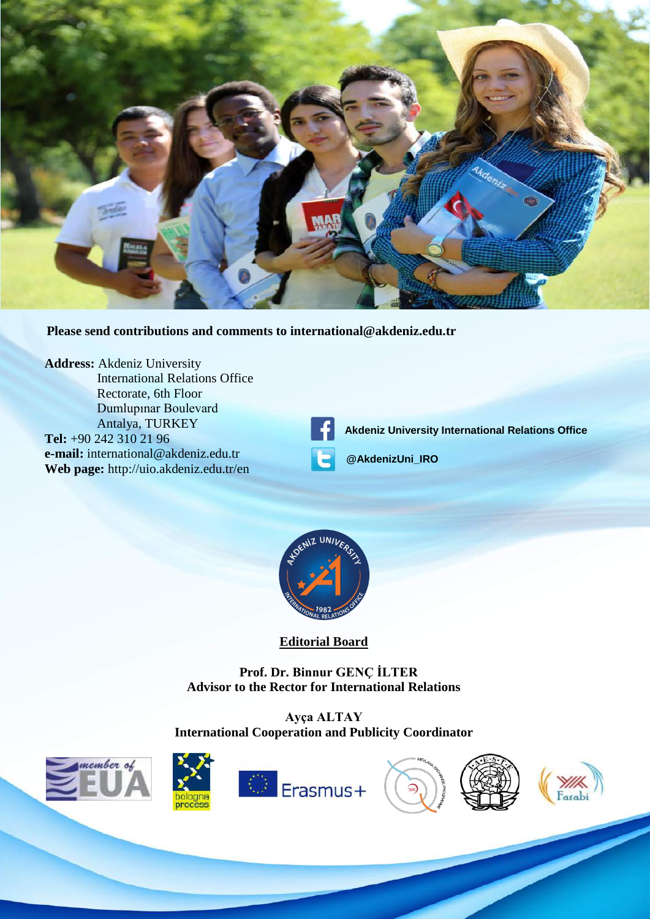**Please send contributions and comments to international@akdeniz.edu.tr**

**Address:** Akdeniz University
International Relations Office
Rectorate, 6th Floor
Dumlupınar Boulevard
Antalya, TURKEY
**Tel:** +90 242 310 21 96
**e-mail:** international@akdeniz.edu.tr
**Web page:** http://uio.akdeniz.edu.tr/en

**Akdeniz University International Relations Office**

**@AkdenizUni_IRO**

**Editorial Board**

**Prof. Dr. Binnur GENÇ İLTER**
**Advisor to the Rector for International Relations**

**Ayça ALTAY**
**International Cooperation and Publicity Coordinator**